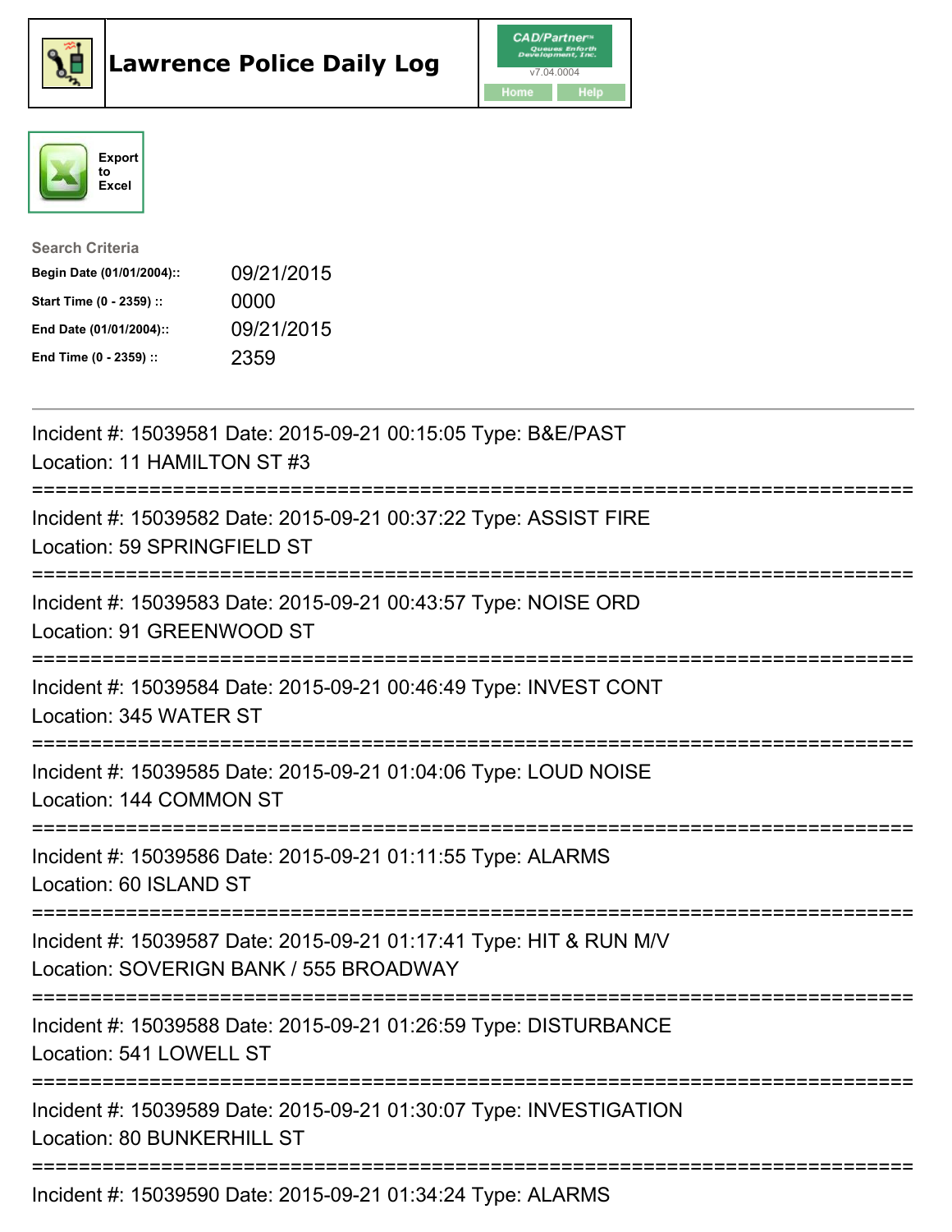# Lawrence Police Daily Log

CAD/Partner™ Queues Enforth Development, Inc. v7.04.0004

Home Help

Export to Excel

**Search Criteria**

| | |
|---|---|
| **Begin Date (01/01/2004)::** | 09/21/2015 |
| **Start Time (0 - 2359) ::** | 0000 |
| **End Date (01/01/2004)::** | 09/21/2015 |
| **End Time (0 - 2359) ::** | 2359 |

---

Incident #: 15039581 Date: 2015-09-21 00:15:05 Type: B&E/PAST
Location: 11 HAMILTON ST #3

===========================================================================

Incident #: 15039582 Date: 2015-09-21 00:37:22 Type: ASSIST FIRE
Location: 59 SPRINGFIELD ST

===========================================================================

Incident #: 15039583 Date: 2015-09-21 00:43:57 Type: NOISE ORD
Location: 91 GREENWOOD ST

===========================================================================

Incident #: 15039584 Date: 2015-09-21 00:46:49 Type: INVEST CONT
Location: 345 WATER ST

===========================================================================

Incident #: 15039585 Date: 2015-09-21 01:04:06 Type: LOUD NOISE
Location: 144 COMMON ST

===========================================================================

Incident #: 15039586 Date: 2015-09-21 01:11:55 Type: ALARMS
Location: 60 ISLAND ST

===========================================================================

Incident #: 15039587 Date: 2015-09-21 01:17:41 Type: HIT & RUN M/V
Location: SOVERIGN BANK / 555 BROADWAY

===========================================================================

Incident #: 15039588 Date: 2015-09-21 01:26:59 Type: DISTURBANCE
Location: 541 LOWELL ST

===========================================================================

Incident #: 15039589 Date: 2015-09-21 01:30:07 Type: INVESTIGATION
Location: 80 BUNKERHILL ST

===========================================================================

Incident #: 15039590 Date: 2015-09-21 01:34:24 Type: ALARMS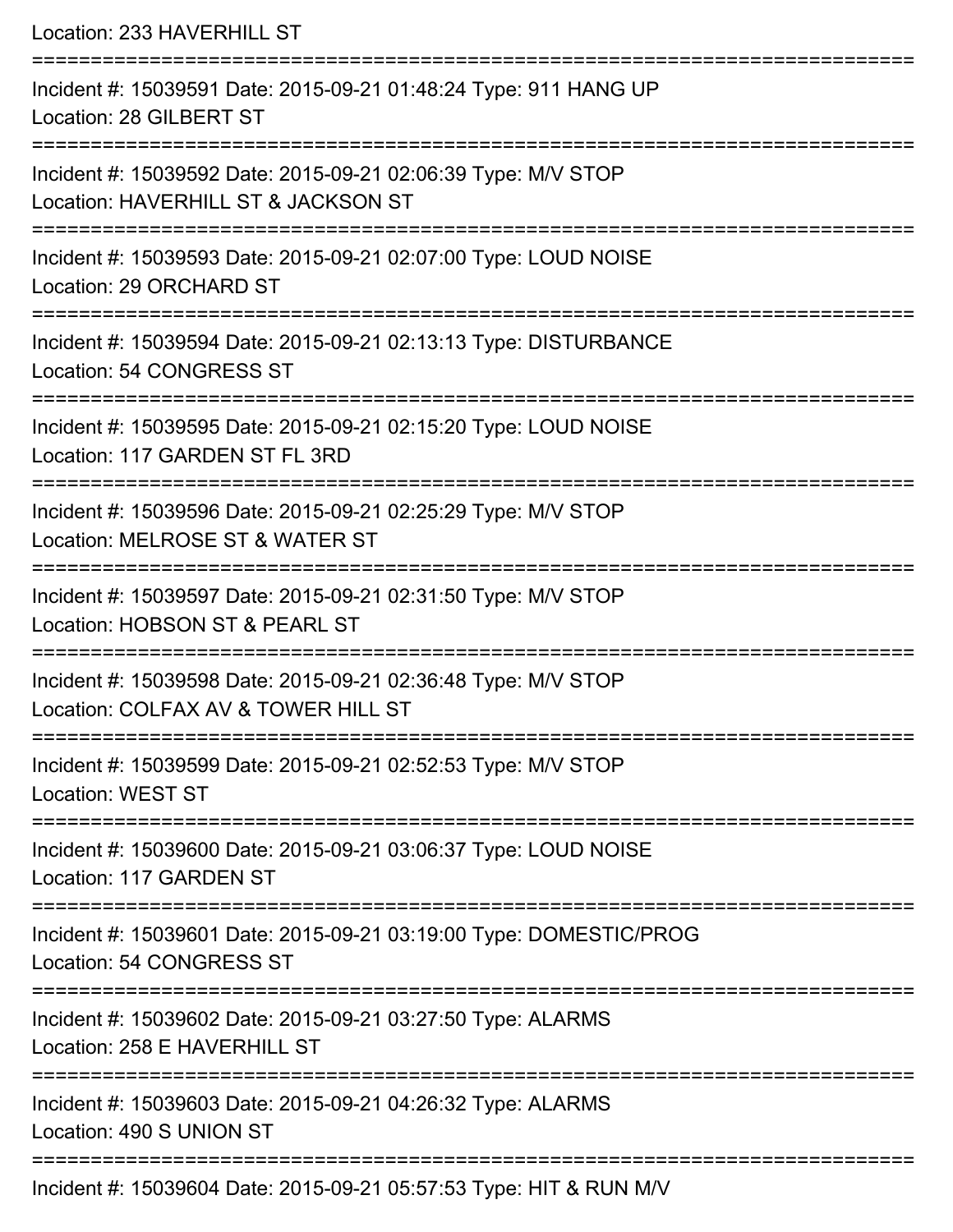Location: 233 HAVERHILL ST

===========================================================================

Incident #: 15039591 Date: 2015-09-21 01:48:24 Type: 911 HANG UP
Location: 28 GILBERT ST

===========================================================================

Incident #: 15039592 Date: 2015-09-21 02:06:39 Type: M/V STOP
Location: HAVERHILL ST & JACKSON ST

===========================================================================

Incident #: 15039593 Date: 2015-09-21 02:07:00 Type: LOUD NOISE
Location: 29 ORCHARD ST

===========================================================================

Incident #: 15039594 Date: 2015-09-21 02:13:13 Type: DISTURBANCE
Location: 54 CONGRESS ST

===========================================================================

Incident #: 15039595 Date: 2015-09-21 02:15:20 Type: LOUD NOISE
Location: 117 GARDEN ST FL 3RD

===========================================================================

Incident #: 15039596 Date: 2015-09-21 02:25:29 Type: M/V STOP
Location: MELROSE ST & WATER ST

===========================================================================

Incident #: 15039597 Date: 2015-09-21 02:31:50 Type: M/V STOP
Location: HOBSON ST & PEARL ST

===========================================================================

Incident #: 15039598 Date: 2015-09-21 02:36:48 Type: M/V STOP
Location: COLFAX AV & TOWER HILL ST

===========================================================================

Incident #: 15039599 Date: 2015-09-21 02:52:53 Type: M/V STOP
Location: WEST ST

===========================================================================

Incident #: 15039600 Date: 2015-09-21 03:06:37 Type: LOUD NOISE
Location: 117 GARDEN ST

===========================================================================

Incident #: 15039601 Date: 2015-09-21 03:19:00 Type: DOMESTIC/PROG
Location: 54 CONGRESS ST

===========================================================================

Incident #: 15039602 Date: 2015-09-21 03:27:50 Type: ALARMS
Location: 258 E HAVERHILL ST

===========================================================================

Incident #: 15039603 Date: 2015-09-21 04:26:32 Type: ALARMS
Location: 490 S UNION ST

===========================================================================

Incident #: 15039604 Date: 2015-09-21 05:57:53 Type: HIT & RUN M/V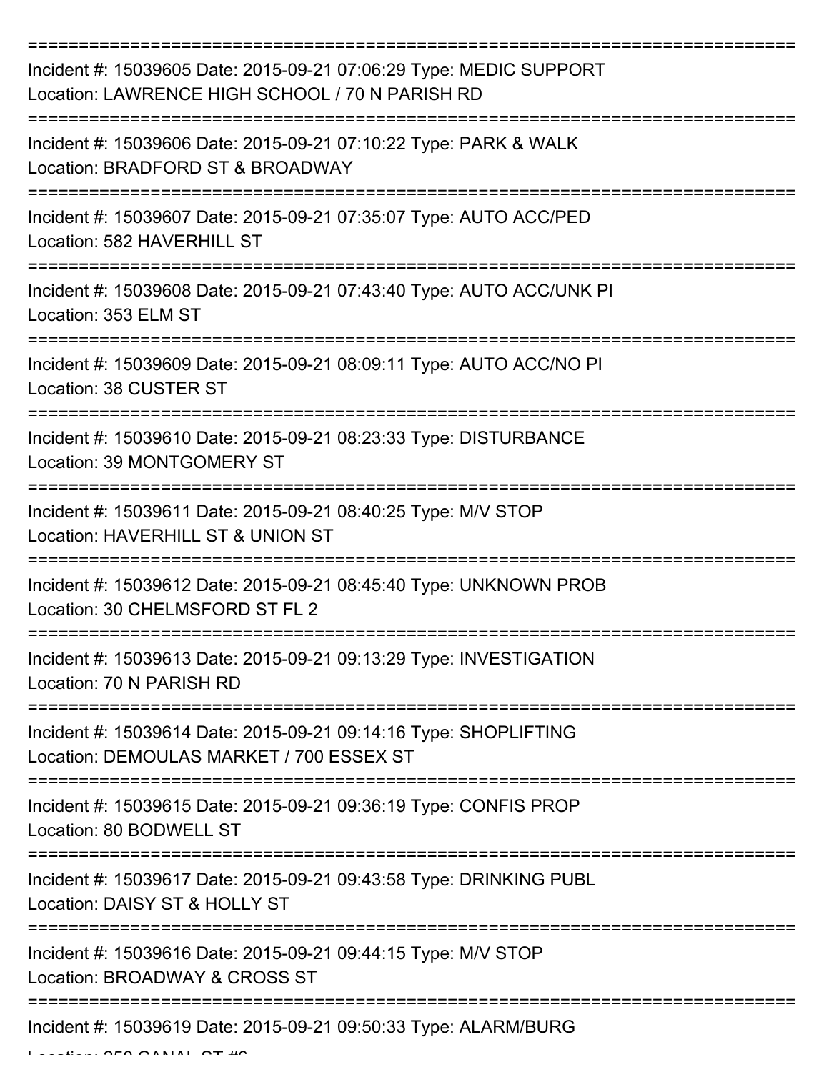===========================================================================

Incident #: 15039605 Date: 2015-09-21 07:06:29 Type: MEDIC SUPPORT
Location: LAWRENCE HIGH SCHOOL / 70 N PARISH RD

===========================================================================

Incident #: 15039606 Date: 2015-09-21 07:10:22 Type: PARK & WALK
Location: BRADFORD ST & BROADWAY

===========================================================================

Incident #: 15039607 Date: 2015-09-21 07:35:07 Type: AUTO ACC/PED
Location: 582 HAVERHILL ST

===========================================================================

Incident #: 15039608 Date: 2015-09-21 07:43:40 Type: AUTO ACC/UNK PI
Location: 353 ELM ST

===========================================================================

Incident #: 15039609 Date: 2015-09-21 08:09:11 Type: AUTO ACC/NO PI
Location: 38 CUSTER ST

===========================================================================

Incident #: 15039610 Date: 2015-09-21 08:23:33 Type: DISTURBANCE
Location: 39 MONTGOMERY ST

===========================================================================

Incident #: 15039611 Date: 2015-09-21 08:40:25 Type: M/V STOP
Location: HAVERHILL ST & UNION ST

===========================================================================

Incident #: 15039612 Date: 2015-09-21 08:45:40 Type: UNKNOWN PROB
Location: 30 CHELMSFORD ST FL 2

===========================================================================

Incident #: 15039613 Date: 2015-09-21 09:13:29 Type: INVESTIGATION
Location: 70 N PARISH RD

===========================================================================

Incident #: 15039614 Date: 2015-09-21 09:14:16 Type: SHOPLIFTING
Location: DEMOULAS MARKET / 700 ESSEX ST

===========================================================================

Incident #: 15039615 Date: 2015-09-21 09:36:19 Type: CONFIS PROP
Location: 80 BODWELL ST

===========================================================================

Incident #: 15039617 Date: 2015-09-21 09:43:58 Type: DRINKING PUBL
Location: DAISY ST & HOLLY ST

===========================================================================

Incident #: 15039616 Date: 2015-09-21 09:44:15 Type: M/V STOP
Location: BROADWAY & CROSS ST

===========================================================================

Incident #: 15039619 Date: 2015-09-21 09:50:33 Type: ALARM/BURG
Location: 250 CANAL ST #6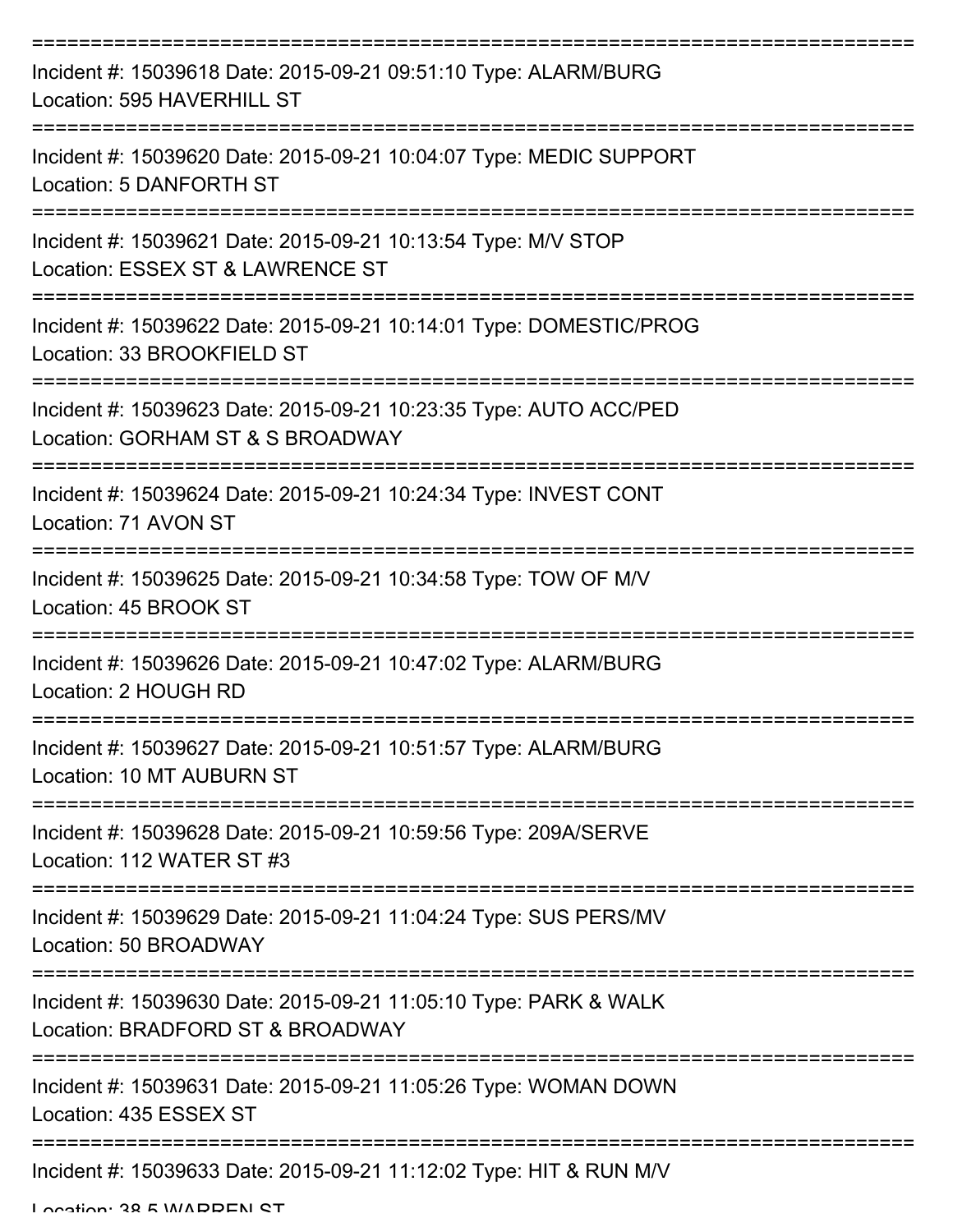Incident #: 15039618 Date: 2015-09-21 09:51:10 Type: ALARM/BURG
Location: 595 HAVERHILL ST

Incident #: 15039620 Date: 2015-09-21 10:04:07 Type: MEDIC SUPPORT
Location: 5 DANFORTH ST

Incident #: 15039621 Date: 2015-09-21 10:13:54 Type: M/V STOP
Location: ESSEX ST & LAWRENCE ST

Incident #: 15039622 Date: 2015-09-21 10:14:01 Type: DOMESTIC/PROG
Location: 33 BROOKFIELD ST

Incident #: 15039623 Date: 2015-09-21 10:23:35 Type: AUTO ACC/PED
Location: GORHAM ST & S BROADWAY

Incident #: 15039624 Date: 2015-09-21 10:24:34 Type: INVEST CONT
Location: 71 AVON ST

Incident #: 15039625 Date: 2015-09-21 10:34:58 Type: TOW OF M/V
Location: 45 BROOK ST

Incident #: 15039626 Date: 2015-09-21 10:47:02 Type: ALARM/BURG
Location: 2 HOUGH RD

Incident #: 15039627 Date: 2015-09-21 10:51:57 Type: ALARM/BURG
Location: 10 MT AUBURN ST

Incident #: 15039628 Date: 2015-09-21 10:59:56 Type: 209A/SERVE
Location: 112 WATER ST #3

Incident #: 15039629 Date: 2015-09-21 11:04:24 Type: SUS PERS/MV
Location: 50 BROADWAY

Incident #: 15039630 Date: 2015-09-21 11:05:10 Type: PARK & WALK
Location: BRADFORD ST & BROADWAY

Incident #: 15039631 Date: 2015-09-21 11:05:26 Type: WOMAN DOWN
Location: 435 ESSEX ST

Incident #: 15039633 Date: 2015-09-21 11:12:02 Type: HIT & RUN M/V
Location: 38.5 WARREN ST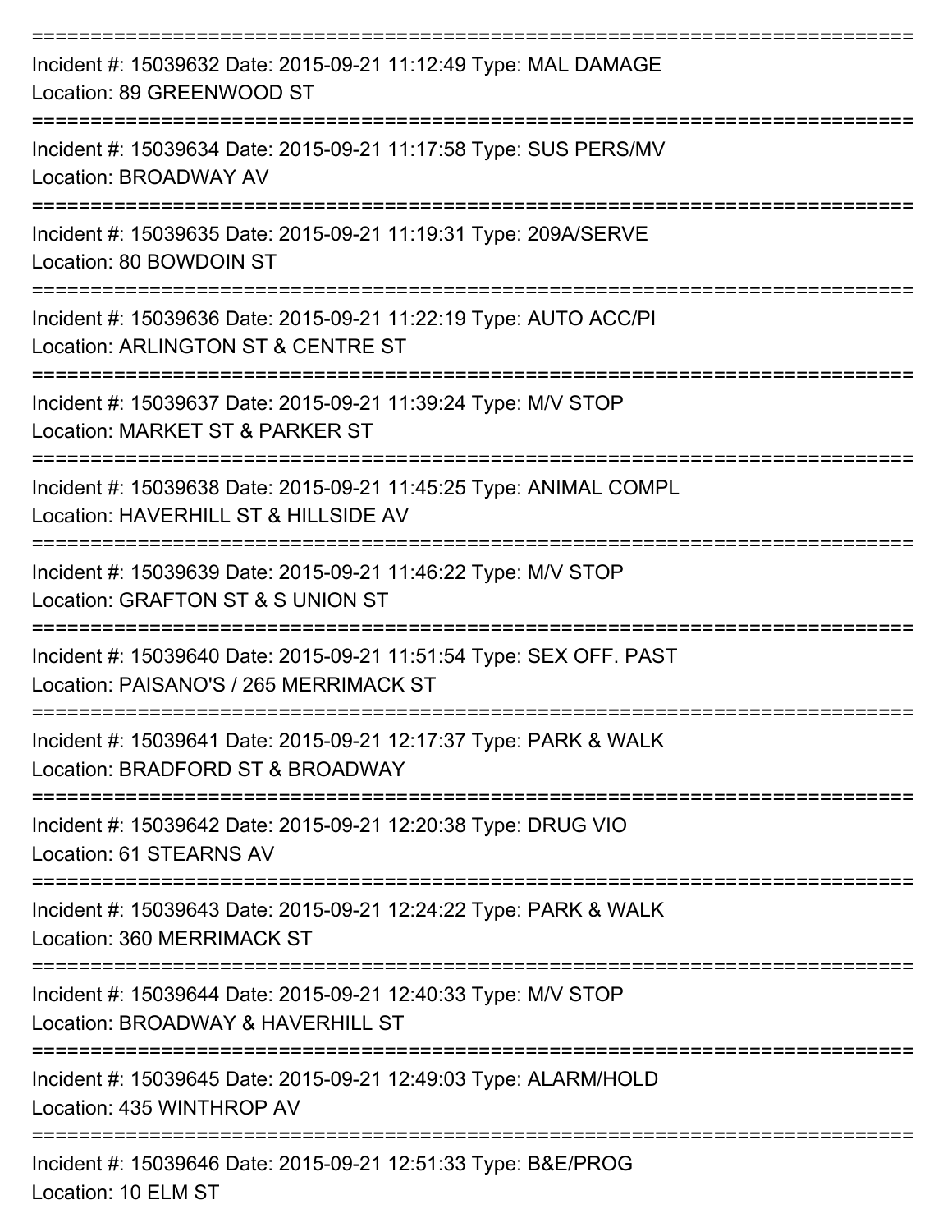===========================================================================

Incident #: 15039632 Date: 2015-09-21 11:12:49 Type: MAL DAMAGE
Location: 89 GREENWOOD ST

===========================================================================

Incident #: 15039634 Date: 2015-09-21 11:17:58 Type: SUS PERS/MV
Location: BROADWAY AV

===========================================================================

Incident #: 15039635 Date: 2015-09-21 11:19:31 Type: 209A/SERVE
Location: 80 BOWDOIN ST

===========================================================================

Incident #: 15039636 Date: 2015-09-21 11:22:19 Type: AUTO ACC/PI
Location: ARLINGTON ST & CENTRE ST

===========================================================================

Incident #: 15039637 Date: 2015-09-21 11:39:24 Type: M/V STOP
Location: MARKET ST & PARKER ST

===========================================================================

Incident #: 15039638 Date: 2015-09-21 11:45:25 Type: ANIMAL COMPL
Location: HAVERHILL ST & HILLSIDE AV

===========================================================================

Incident #: 15039639 Date: 2015-09-21 11:46:22 Type: M/V STOP
Location: GRAFTON ST & S UNION ST

===========================================================================

Incident #: 15039640 Date: 2015-09-21 11:51:54 Type: SEX OFF. PAST
Location: PAISANO'S / 265 MERRIMACK ST

===========================================================================

Incident #: 15039641 Date: 2015-09-21 12:17:37 Type: PARK & WALK
Location: BRADFORD ST & BROADWAY

===========================================================================

Incident #: 15039642 Date: 2015-09-21 12:20:38 Type: DRUG VIO
Location: 61 STEARNS AV

===========================================================================

Incident #: 15039643 Date: 2015-09-21 12:24:22 Type: PARK & WALK
Location: 360 MERRIMACK ST

===========================================================================

Incident #: 15039644 Date: 2015-09-21 12:40:33 Type: M/V STOP
Location: BROADWAY & HAVERHILL ST

===========================================================================

Incident #: 15039645 Date: 2015-09-21 12:49:03 Type: ALARM/HOLD
Location: 435 WINTHROP AV

===========================================================================

Incident #: 15039646 Date: 2015-09-21 12:51:33 Type: B&E/PROG
Location: 10 ELM ST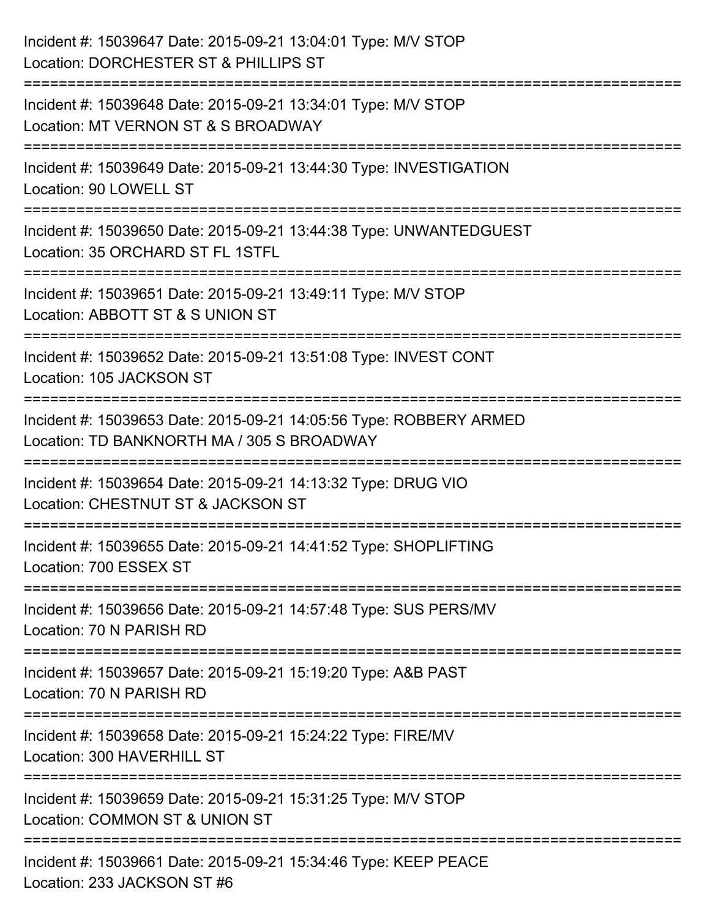Incident #: 15039647 Date: 2015-09-21 13:04:01 Type: M/V STOP
Location: DORCHESTER ST & PHILLIPS ST

===========================================================================

Incident #: 15039648 Date: 2015-09-21 13:34:01 Type: M/V STOP
Location: MT VERNON ST & S BROADWAY

===========================================================================

Incident #: 15039649 Date: 2015-09-21 13:44:30 Type: INVESTIGATION
Location: 90 LOWELL ST

===========================================================================

Incident #: 15039650 Date: 2015-09-21 13:44:38 Type: UNWANTEDGUEST
Location: 35 ORCHARD ST FL 1STFL

===========================================================================

Incident #: 15039651 Date: 2015-09-21 13:49:11 Type: M/V STOP
Location: ABBOTT ST & S UNION ST

===========================================================================

Incident #: 15039652 Date: 2015-09-21 13:51:08 Type: INVEST CONT
Location: 105 JACKSON ST

===========================================================================

Incident #: 15039653 Date: 2015-09-21 14:05:56 Type: ROBBERY ARMED
Location: TD BANKNORTH MA / 305 S BROADWAY

===========================================================================

Incident #: 15039654 Date: 2015-09-21 14:13:32 Type: DRUG VIO
Location: CHESTNUT ST & JACKSON ST

===========================================================================

Incident #: 15039655 Date: 2015-09-21 14:41:52 Type: SHOPLIFTING
Location: 700 ESSEX ST

===========================================================================

Incident #: 15039656 Date: 2015-09-21 14:57:48 Type: SUS PERS/MV
Location: 70 N PARISH RD

===========================================================================

Incident #: 15039657 Date: 2015-09-21 15:19:20 Type: A&B PAST
Location: 70 N PARISH RD

===========================================================================

Incident #: 15039658 Date: 2015-09-21 15:24:22 Type: FIRE/MV
Location: 300 HAVERHILL ST

===========================================================================

Incident #: 15039659 Date: 2015-09-21 15:31:25 Type: M/V STOP
Location: COMMON ST & UNION ST

===========================================================================

Incident #: 15039661 Date: 2015-09-21 15:34:46 Type: KEEP PEACE
Location: 233 JACKSON ST #6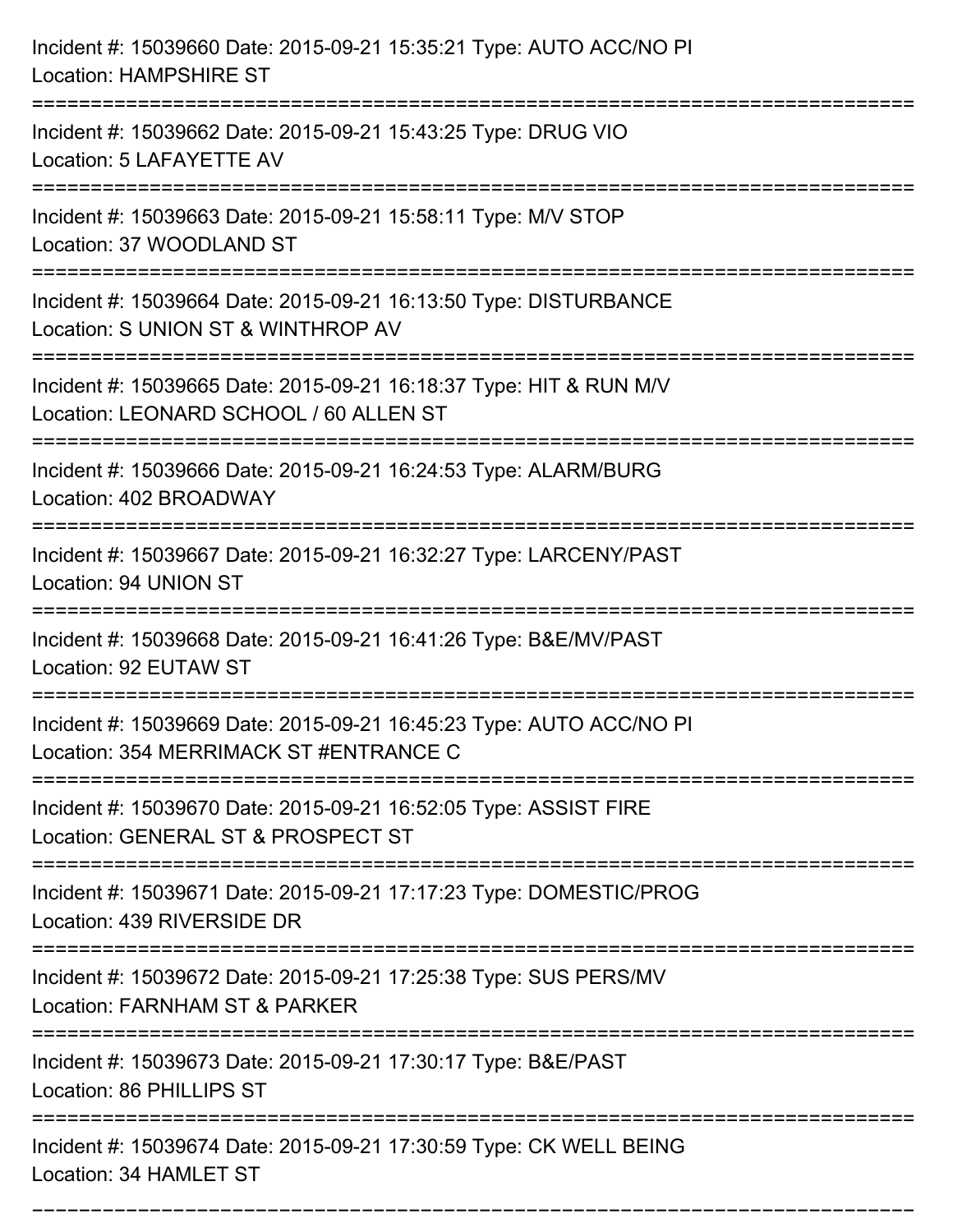Incident #: 15039660 Date: 2015-09-21 15:35:21 Type: AUTO ACC/NO PI
Location: HAMPSHIRE ST

===========================================================================

Incident #: 15039662 Date: 2015-09-21 15:43:25 Type: DRUG VIO
Location: 5 LAFAYETTE AV

===========================================================================

Incident #: 15039663 Date: 2015-09-21 15:58:11 Type: M/V STOP
Location: 37 WOODLAND ST

===========================================================================

Incident #: 15039664 Date: 2015-09-21 16:13:50 Type: DISTURBANCE
Location: S UNION ST & WINTHROP AV

===========================================================================

Incident #: 15039665 Date: 2015-09-21 16:18:37 Type: HIT & RUN M/V
Location: LEONARD SCHOOL / 60 ALLEN ST

===========================================================================

Incident #: 15039666 Date: 2015-09-21 16:24:53 Type: ALARM/BURG
Location: 402 BROADWAY

===========================================================================

Incident #: 15039667 Date: 2015-09-21 16:32:27 Type: LARCENY/PAST
Location: 94 UNION ST

===========================================================================

Incident #: 15039668 Date: 2015-09-21 16:41:26 Type: B&E/MV/PAST
Location: 92 EUTAW ST

===========================================================================

Incident #: 15039669 Date: 2015-09-21 16:45:23 Type: AUTO ACC/NO PI
Location: 354 MERRIMACK ST #ENTRANCE C

===========================================================================

Incident #: 15039670 Date: 2015-09-21 16:52:05 Type: ASSIST FIRE
Location: GENERAL ST & PROSPECT ST

===========================================================================

Incident #: 15039671 Date: 2015-09-21 17:17:23 Type: DOMESTIC/PROG
Location: 439 RIVERSIDE DR

===========================================================================

Incident #: 15039672 Date: 2015-09-21 17:25:38 Type: SUS PERS/MV
Location: FARNHAM ST & PARKER

===========================================================================

Incident #: 15039673 Date: 2015-09-21 17:30:17 Type: B&E/PAST
Location: 86 PHILLIPS ST

===========================================================================

Incident #: 15039674 Date: 2015-09-21 17:30:59 Type: CK WELL BEING
Location: 34 HAMLET ST

===========================================================================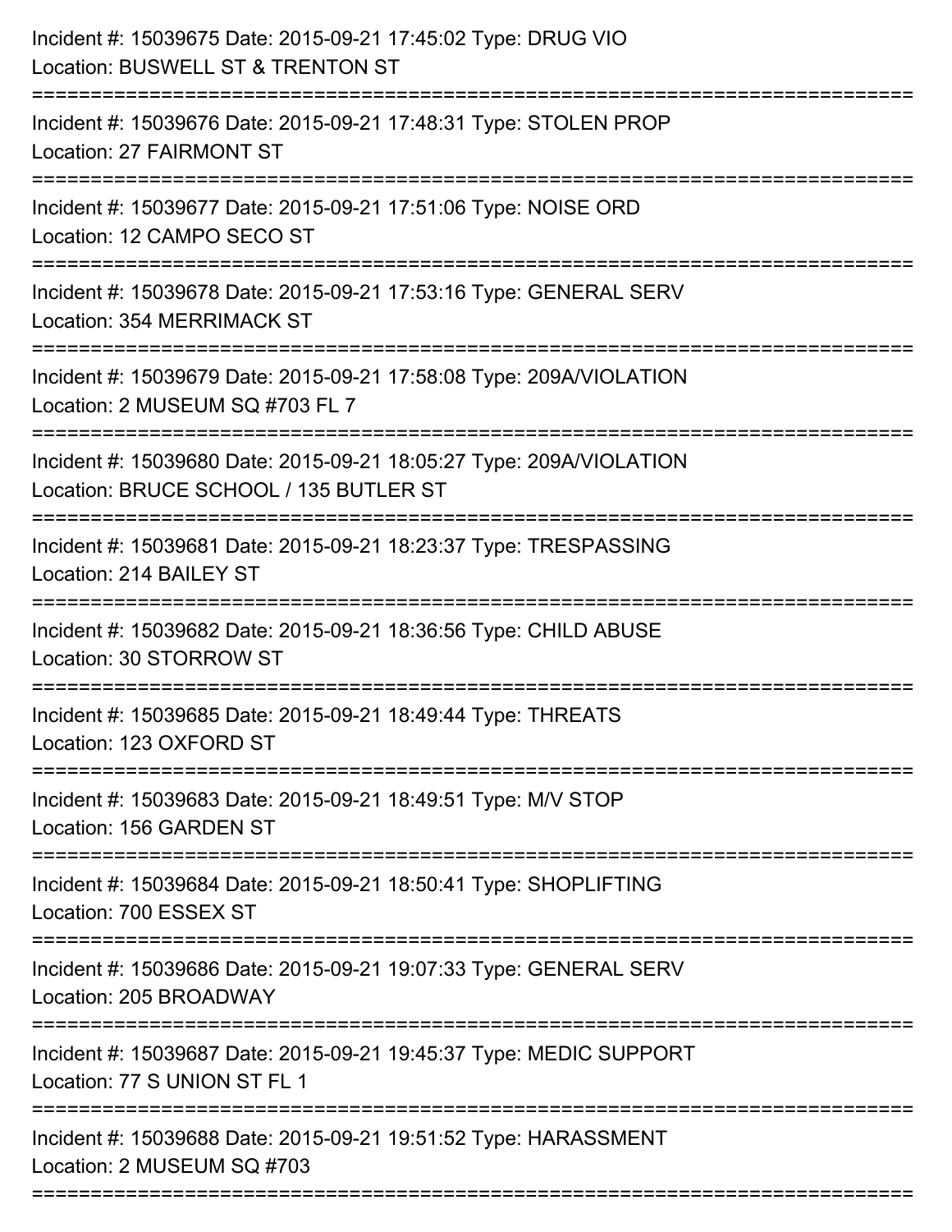Incident #: 15039675 Date: 2015-09-21 17:45:02 Type: DRUG VIO
Location: BUSWELL ST & TRENTON ST

===========================================================================

Incident #: 15039676 Date: 2015-09-21 17:48:31 Type: STOLEN PROP
Location: 27 FAIRMONT ST

===========================================================================

Incident #: 15039677 Date: 2015-09-21 17:51:06 Type: NOISE ORD
Location: 12 CAMPO SECO ST

===========================================================================

Incident #: 15039678 Date: 2015-09-21 17:53:16 Type: GENERAL SERV
Location: 354 MERRIMACK ST

===========================================================================

Incident #: 15039679 Date: 2015-09-21 17:58:08 Type: 209A/VIOLATION
Location: 2 MUSEUM SQ #703 FL 7

===========================================================================

Incident #: 15039680 Date: 2015-09-21 18:05:27 Type: 209A/VIOLATION
Location: BRUCE SCHOOL / 135 BUTLER ST

===========================================================================

Incident #: 15039681 Date: 2015-09-21 18:23:37 Type: TRESPASSING
Location: 214 BAILEY ST

===========================================================================

Incident #: 15039682 Date: 2015-09-21 18:36:56 Type: CHILD ABUSE
Location: 30 STORROW ST

===========================================================================

Incident #: 15039685 Date: 2015-09-21 18:49:44 Type: THREATS
Location: 123 OXFORD ST

===========================================================================

Incident #: 15039683 Date: 2015-09-21 18:49:51 Type: M/V STOP
Location: 156 GARDEN ST

===========================================================================

Incident #: 15039684 Date: 2015-09-21 18:50:41 Type: SHOPLIFTING
Location: 700 ESSEX ST

===========================================================================

Incident #: 15039686 Date: 2015-09-21 19:07:33 Type: GENERAL SERV
Location: 205 BROADWAY

===========================================================================

Incident #: 15039687 Date: 2015-09-21 19:45:37 Type: MEDIC SUPPORT
Location: 77 S UNION ST FL 1

===========================================================================

Incident #: 15039688 Date: 2015-09-21 19:51:52 Type: HARASSMENT
Location: 2 MUSEUM SQ #703

===========================================================================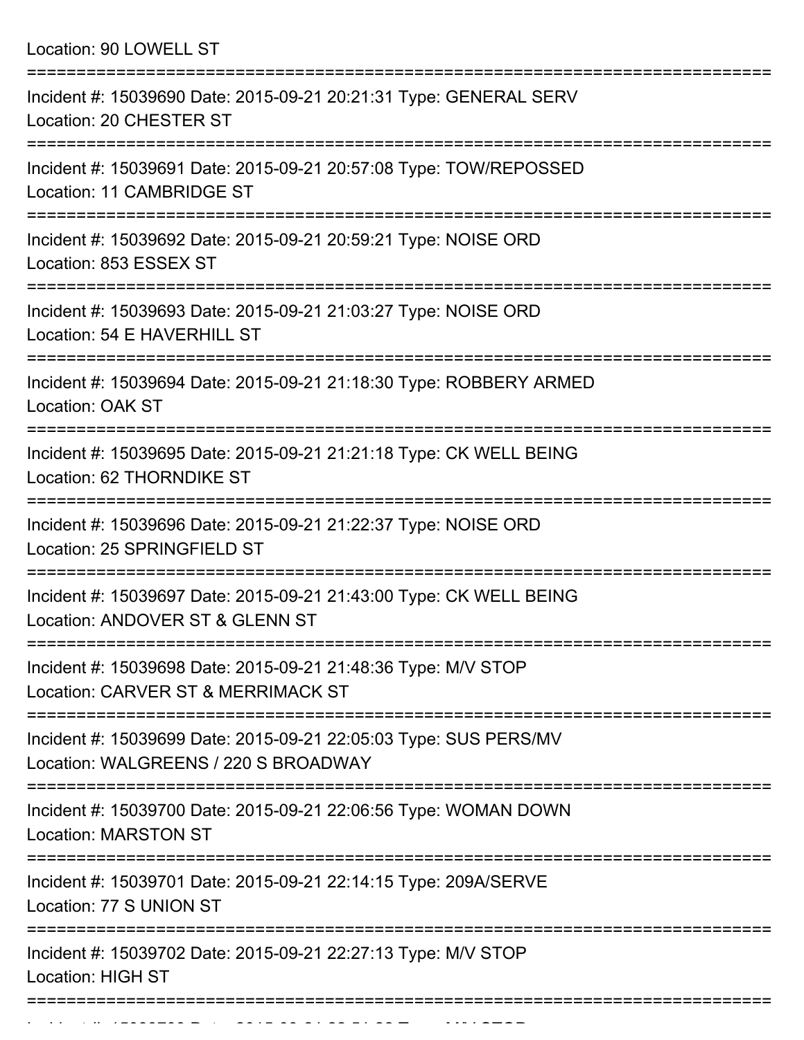Location: 90 LOWELL ST

===========================================================================

Incident #: 15039690 Date: 2015-09-21 20:21:31 Type: GENERAL SERV
Location: 20 CHESTER ST

===========================================================================

Incident #: 15039691 Date: 2015-09-21 20:57:08 Type: TOW/REPOSSED
Location: 11 CAMBRIDGE ST

===========================================================================

Incident #: 15039692 Date: 2015-09-21 20:59:21 Type: NOISE ORD
Location: 853 ESSEX ST

===========================================================================

Incident #: 15039693 Date: 2015-09-21 21:03:27 Type: NOISE ORD
Location: 54 E HAVERHILL ST

===========================================================================

Incident #: 15039694 Date: 2015-09-21 21:18:30 Type: ROBBERY ARMED
Location: OAK ST

===========================================================================

Incident #: 15039695 Date: 2015-09-21 21:21:18 Type: CK WELL BEING
Location: 62 THORNDIKE ST

===========================================================================

Incident #: 15039696 Date: 2015-09-21 21:22:37 Type: NOISE ORD
Location: 25 SPRINGFIELD ST

===========================================================================

Incident #: 15039697 Date: 2015-09-21 21:43:00 Type: CK WELL BEING
Location: ANDOVER ST & GLENN ST

===========================================================================

Incident #: 15039698 Date: 2015-09-21 21:48:36 Type: M/V STOP
Location: CARVER ST & MERRIMACK ST

===========================================================================

Incident #: 15039699 Date: 2015-09-21 22:05:03 Type: SUS PERS/MV
Location: WALGREENS / 220 S BROADWAY

===========================================================================

Incident #: 15039700 Date: 2015-09-21 22:06:56 Type: WOMAN DOWN
Location: MARSTON ST

===========================================================================

Incident #: 15039701 Date: 2015-09-21 22:14:15 Type: 209A/SERVE
Location: 77 S UNION ST

===========================================================================

Incident #: 15039702 Date: 2015-09-21 22:27:13 Type: M/V STOP
Location: HIGH ST

===========================================================================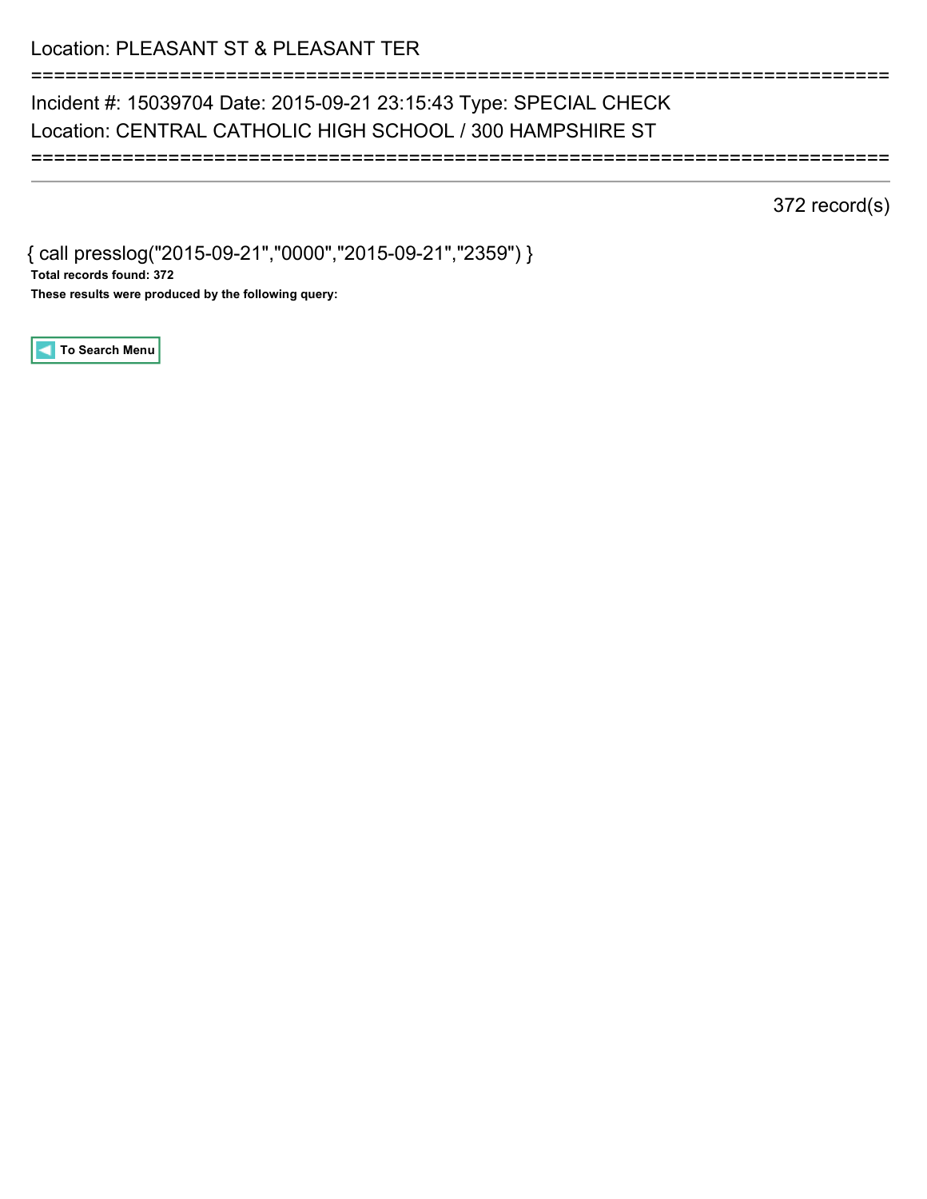Location: PLEASANT ST & PLEASANT TER

===============================================================================

Incident #: 15039704 Date: 2015-09-21 23:15:43 Type: SPECIAL CHECK

Location: CENTRAL CATHOLIC HIGH SCHOOL / 300 HAMPSHIRE ST

===============================================================================

---

372 record(s)

{ call presslog("2015-09-21","0000","2015-09-21","2359") }

**Total records found: 372**

**These results were produced by the following query:**

**To Search Menu**